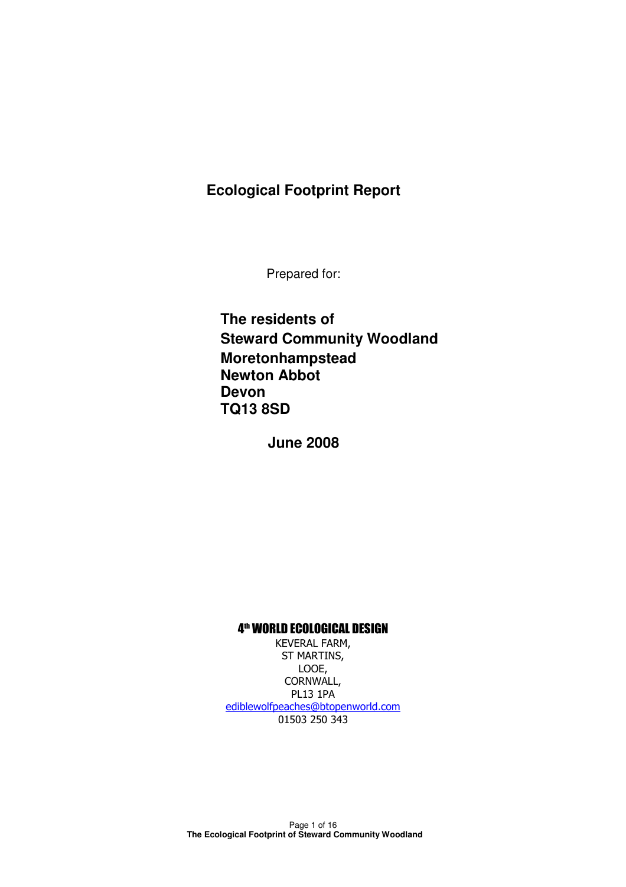# Ecological Footprint Report

Prepared for:

**The residents of**
**Steward Community Woodland**
**Moretonhampstead**
**Newton Abbot**
**Devon**
**TQ13 8SD**

**June 2008**

**4th WORLD ECOLOGICAL DESIGN**

KEVERAL FARM,
ST MARTINS,
LOOE,
CORNWALL,
PL13 1PA
ediblewolfpeaches@btopenworld.com
01503 250 343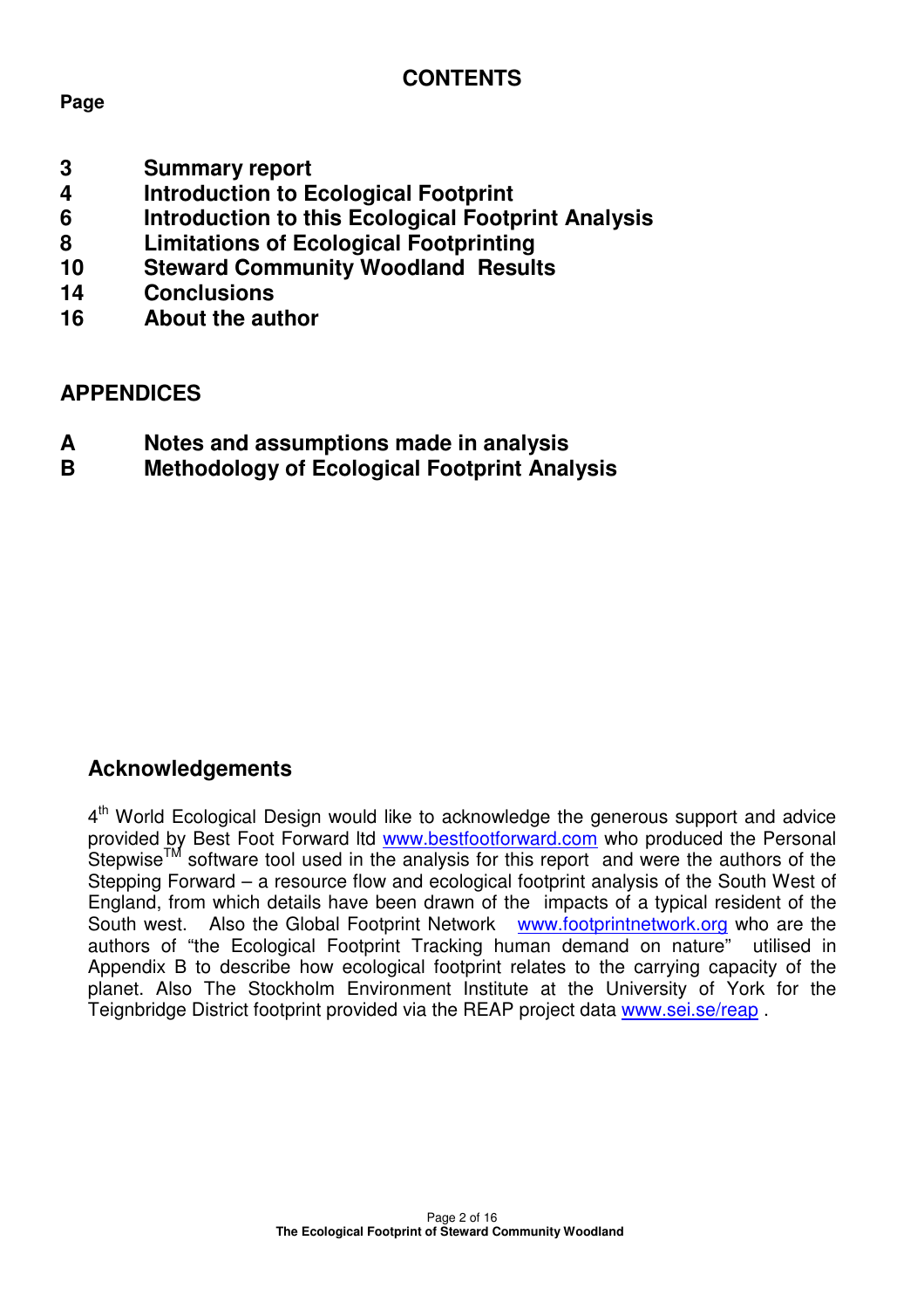# CONTENTS

**Page**

| Page | Section |
|---|---|
| 3 | **Summary report** |
| 4 | **Introduction to Ecological Footprint** |
| 6 | **Introduction to this Ecological Footprint Analysis** |
| 8 | **Limitations of Ecological Footprinting** |
| 10 | **Steward Community Woodland Results** |
| 14 | **Conclusions** |
| 16 | **About the author** |

## APPENDICES

| | |
|---|---|
| **A** | **Notes and assumptions made in analysis** |
| **B** | **Methodology of Ecological Footprint Analysis** |

## Acknowledgements

4th World Ecological Design would like to acknowledge the generous support and advice provided by Best Foot Forward ltd www.bestfootforward.com who produced the Personal Stepwise™ software tool used in the analysis for this report and were the authors of the Stepping Forward – a resource flow and ecological footprint analysis of the South West of England, from which details have been drawn of the impacts of a typical resident of the South west. Also the Global Footprint Network www.footprintnetwork.org who are the authors of "the Ecological Footprint Tracking human demand on nature" utilised in Appendix B to describe how ecological footprint relates to the carrying capacity of the planet. Also The Stockholm Environment Institute at the University of York for the Teignbridge District footprint provided via the REAP project data www.sei.se/reap .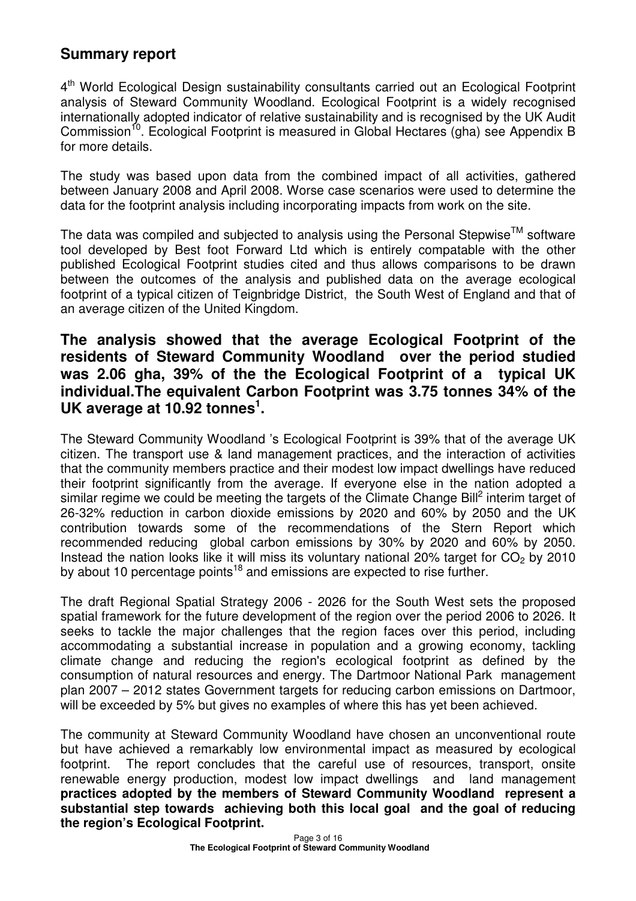## Summary report

4th World Ecological Design sustainability consultants carried out an Ecological Footprint analysis of Steward Community Woodland. Ecological Footprint is a widely recognised internationally adopted indicator of relative sustainability and is recognised by the UK Audit Commission[10]. Ecological Footprint is measured in Global Hectares (gha) see Appendix B for more details.

The study was based upon data from the combined impact of all activities, gathered between January 2008 and April 2008. Worse case scenarios were used to determine the data for the footprint analysis including incorporating impacts from work on the site.

The data was compiled and subjected to analysis using the Personal Stepwise™ software tool developed by Best foot Forward Ltd which is entirely compatable with the other published Ecological Footprint studies cited and thus allows comparisons to be drawn between the outcomes of the analysis and published data on the average ecological footprint of a typical citizen of Teignbridge District, the South West of England and that of an average citizen of the United Kingdom.

### The analysis showed that the average Ecological Footprint of the residents of Steward Community Woodland over the period studied was 2.06 gha, 39% of the the Ecological Footprint of a typical UK individual.The equivalent Carbon Footprint was 3.75 tonnes 34% of the UK average at 10.92 tonnes[1].

The Steward Community Woodland 's Ecological Footprint is 39% that of the average UK citizen. The transport use & land management practices, and the interaction of activities that the community members practice and their modest low impact dwellings have reduced their footprint significantly from the average. If everyone else in the nation adopted a similar regime we could be meeting the targets of the Climate Change Bill[2] interim target of 26-32% reduction in carbon dioxide emissions by 2020 and 60% by 2050 and the UK contribution towards some of the recommendations of the Stern Report which recommended reducing global carbon emissions by 30% by 2020 and 60% by 2050. Instead the nation looks like it will miss its voluntary national 20% target for $CO_2$ by 2010 by about 10 percentage points[18] and emissions are expected to rise further.

The draft Regional Spatial Strategy 2006 - 2026 for the South West sets the proposed spatial framework for the future development of the region over the period 2006 to 2026. It seeks to tackle the major challenges that the region faces over this period, including accommodating a substantial increase in population and a growing economy, tackling climate change and reducing the region's ecological footprint as defined by the consumption of natural resources and energy. The Dartmoor National Park management plan 2007 – 2012 states Government targets for reducing carbon emissions on Dartmoor, will be exceeded by 5% but gives no examples of where this has yet been achieved.

The community at Steward Community Woodland have chosen an unconventional route but have achieved a remarkably low environmental impact as measured by ecological footprint. The report concludes that the careful use of resources, transport, onsite renewable energy production, modest low impact dwellings and land management **practices adopted by the members of Steward Community Woodland represent a substantial step towards achieving both this local goal and the goal of reducing the region's Ecological Footprint.**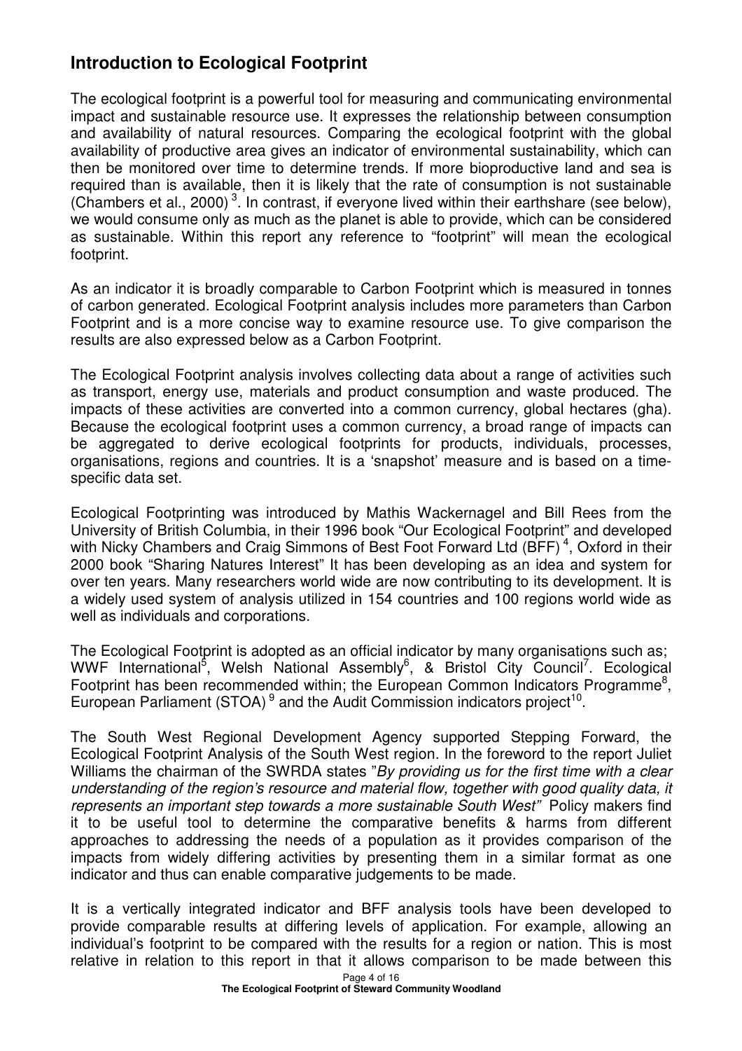## Introduction to Ecological Footprint

The ecological footprint is a powerful tool for measuring and communicating environmental impact and sustainable resource use. It expresses the relationship between consumption and availability of natural resources. Comparing the ecological footprint with the global availability of productive area gives an indicator of environmental sustainability, which can then be monitored over time to determine trends. If more bioproductive land and sea is required than is available, then it is likely that the rate of consumption is not sustainable (Chambers et al., 2000)[3]. In contrast, if everyone lived within their earthshare (see below), we would consume only as much as the planet is able to provide, which can be considered as sustainable. Within this report any reference to "footprint" will mean the ecological footprint.

As an indicator it is broadly comparable to Carbon Footprint which is measured in tonnes of carbon generated. Ecological Footprint analysis includes more parameters than Carbon Footprint and is a more concise way to examine resource use. To give comparison the results are also expressed below as a Carbon Footprint.

The Ecological Footprint analysis involves collecting data about a range of activities such as transport, energy use, materials and product consumption and waste produced. The impacts of these activities are converted into a common currency, global hectares (gha). Because the ecological footprint uses a common currency, a broad range of impacts can be aggregated to derive ecological footprints for products, individuals, processes, organisations, regions and countries. It is a 'snapshot' measure and is based on a time-specific data set.

Ecological Footprinting was introduced by Mathis Wackernagel and Bill Rees from the University of British Columbia, in their 1996 book "Our Ecological Footprint" and developed with Nicky Chambers and Craig Simmons of Best Foot Forward Ltd (BFF)[4], Oxford in their 2000 book "Sharing Natures Interest" It has been developing as an idea and system for over ten years. Many researchers world wide are now contributing to its development. It is a widely used system of analysis utilized in 154 countries and 100 regions world wide as well as individuals and corporations.

The Ecological Footprint is adopted as an official indicator by many organisations such as; WWF International[5], Welsh National Assembly[6], & Bristol City Council[7]. Ecological Footprint has been recommended within; the European Common Indicators Programme[8], European Parliament (STOA)[9] and the Audit Commission indicators project[10].

The South West Regional Development Agency supported Stepping Forward, the Ecological Footprint Analysis of the South West region. In the foreword to the report Juliet Williams the chairman of the SWRDA states "*By providing us for the first time with a clear understanding of the region's resource and material flow, together with good quality data, it represents an important step towards a more sustainable South West"* Policy makers find it to be useful tool to determine the comparative benefits & harms from different approaches to addressing the needs of a population as it provides comparison of the impacts from widely differing activities by presenting them in a similar format as one indicator and thus can enable comparative judgements to be made.

It is a vertically integrated indicator and BFF analysis tools have been developed to provide comparable results at differing levels of application. For example, allowing an individual's footprint to be compared with the results for a region or nation. This is most relative in relation to this report in that it allows comparison to be made between this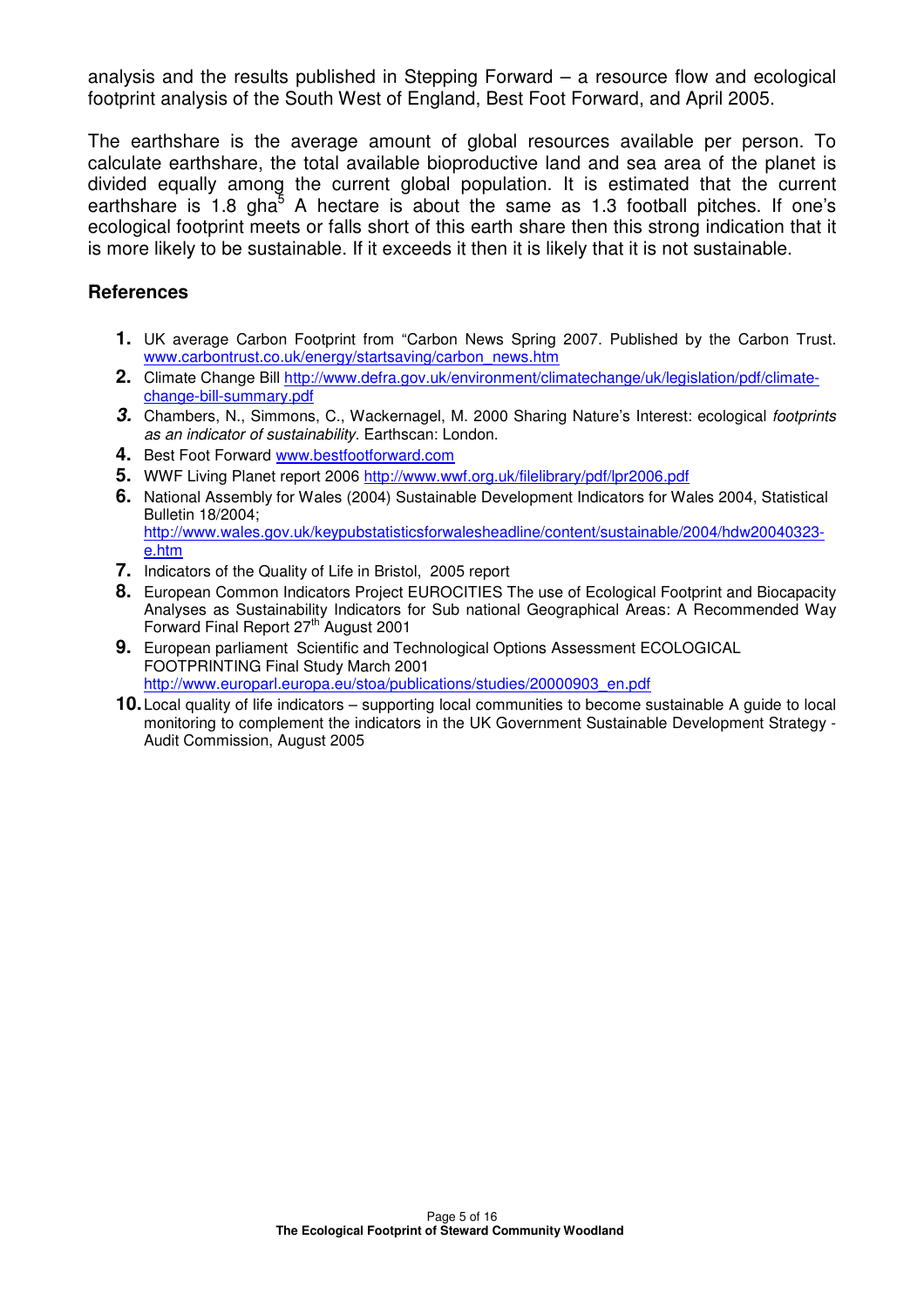analysis and the results published in Stepping Forward – a resource flow and ecological footprint analysis of the South West of England, Best Foot Forward, and April 2005.

The earthshare is the average amount of global resources available per person. To calculate earthshare, the total available bioproductive land and sea area of the planet is divided equally among the current global population. It is estimated that the current earthshare is 1.8 gha[5] A hectare is about the same as 1.3 football pitches. If one's ecological footprint meets or falls short of this earth share then this strong indication that it is more likely to be sustainable. If it exceeds it then it is likely that it is not sustainable.

## References

1. UK average Carbon Footprint from "Carbon News Spring 2007. Published by the Carbon Trust. www.carbontrust.co.uk/energy/startsaving/carbon_news.htm
2. Climate Change Bill http://www.defra.gov.uk/environment/climatechange/uk/legislation/pdf/climate-change-bill-summary.pdf
3. Chambers, N., Simmons, C., Wackernagel, M. 2000 Sharing Nature's Interest: ecological *footprints as an indicator of sustainability*. Earthscan: London.
4. Best Foot Forward www.bestfootforward.com
5. WWF Living Planet report 2006 http://www.wwf.org.uk/filelibrary/pdf/lpr2006.pdf
6. National Assembly for Wales (2004) Sustainable Development Indicators for Wales 2004, Statistical Bulletin 18/2004; http://www.wales.gov.uk/keypubstatisticsforwalesheadline/content/sustainable/2004/hdw20040323-e.htm
7. Indicators of the Quality of Life in Bristol, 2005 report
8. European Common Indicators Project EUROCITIES The use of Ecological Footprint and Biocapacity Analyses as Sustainability Indicators for Sub national Geographical Areas: A Recommended Way Forward Final Report 27th August 2001
9. European parliament Scientific and Technological Options Assessment ECOLOGICAL FOOTPRINTING Final Study March 2001 http://www.europarl.europa.eu/stoa/publications/studies/20000903_en.pdf
10. Local quality of life indicators – supporting local communities to become sustainable A guide to local monitoring to complement the indicators in the UK Government Sustainable Development Strategy - Audit Commission, August 2005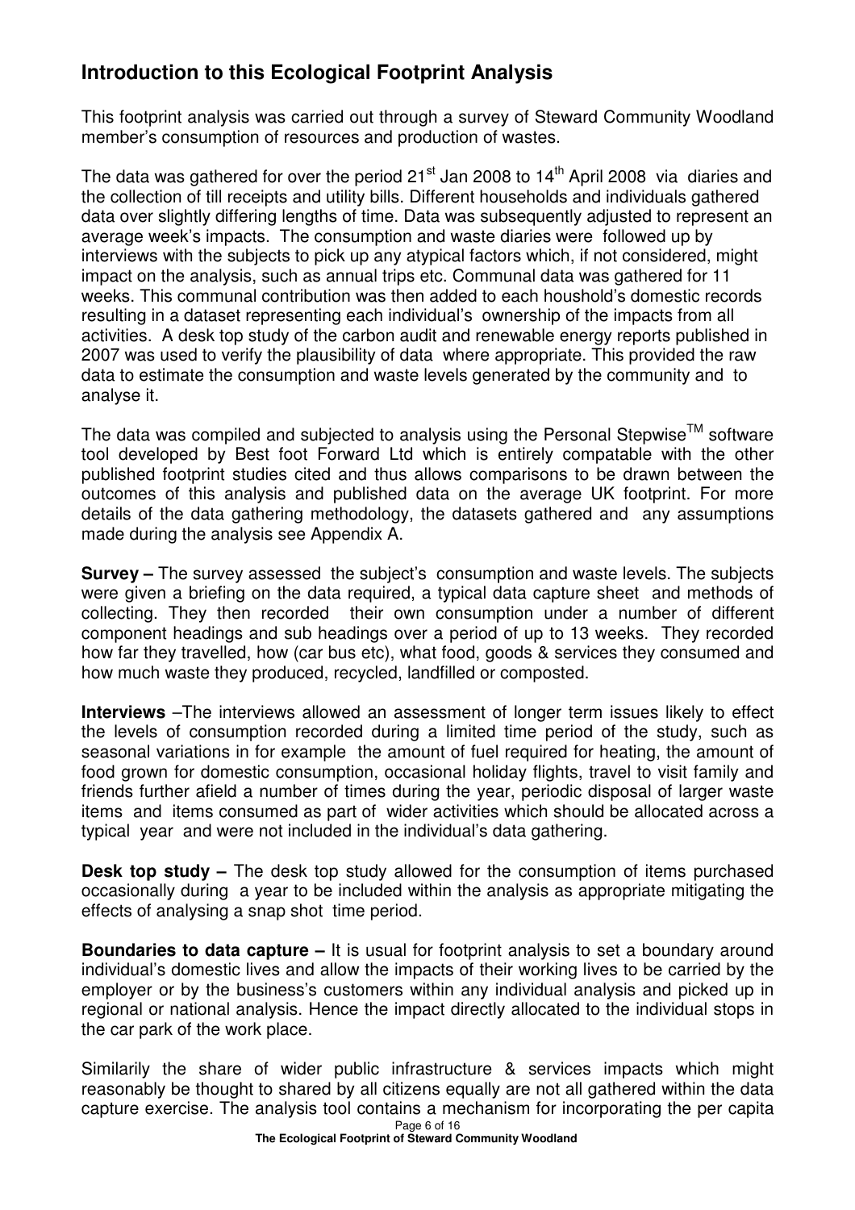## Introduction to this Ecological Footprint Analysis

This footprint analysis was carried out through a survey of Steward Community Woodland member's consumption of resources and production of wastes.

The data was gathered for over the period 21st Jan 2008 to 14th April 2008 via diaries and the collection of till receipts and utility bills. Different households and individuals gathered data over slightly differing lengths of time. Data was subsequently adjusted to represent an average week's impacts. The consumption and waste diaries were followed up by interviews with the subjects to pick up any atypical factors which, if not considered, might impact on the analysis, such as annual trips etc. Communal data was gathered for 11 weeks. This communal contribution was then added to each houshold's domestic records resulting in a dataset representing each individual's ownership of the impacts from all activities. A desk top study of the carbon audit and renewable energy reports published in 2007 was used to verify the plausibility of data where appropriate. This provided the raw data to estimate the consumption and waste levels generated by the community and to analyse it.

The data was compiled and subjected to analysis using the Personal Stepwise™ software tool developed by Best foot Forward Ltd which is entirely compatable with the other published footprint studies cited and thus allows comparisons to be drawn between the outcomes of this analysis and published data on the average UK footprint. For more details of the data gathering methodology, the datasets gathered and any assumptions made during the analysis see Appendix A.

**Survey –** The survey assessed the subject's consumption and waste levels. The subjects were given a briefing on the data required, a typical data capture sheet and methods of collecting. They then recorded their own consumption under a number of different component headings and sub headings over a period of up to 13 weeks. They recorded how far they travelled, how (car bus etc), what food, goods & services they consumed and how much waste they produced, recycled, landfilled or composted.

**Interviews** –The interviews allowed an assessment of longer term issues likely to effect the levels of consumption recorded during a limited time period of the study, such as seasonal variations in for example the amount of fuel required for heating, the amount of food grown for domestic consumption, occasional holiday flights, travel to visit family and friends further afield a number of times during the year, periodic disposal of larger waste items and items consumed as part of wider activities which should be allocated across a typical year and were not included in the individual's data gathering.

**Desk top study –** The desk top study allowed for the consumption of items purchased occasionally during a year to be included within the analysis as appropriate mitigating the effects of analysing a snap shot time period.

**Boundaries to data capture –** It is usual for footprint analysis to set a boundary around individual's domestic lives and allow the impacts of their working lives to be carried by the employer or by the business's customers within any individual analysis and picked up in regional or national analysis. Hence the impact directly allocated to the individual stops in the car park of the work place.

Similarily the share of wider public infrastructure & services impacts which might reasonably be thought to shared by all citizens equally are not all gathered within the data capture exercise. The analysis tool contains a mechanism for incorporating the per capita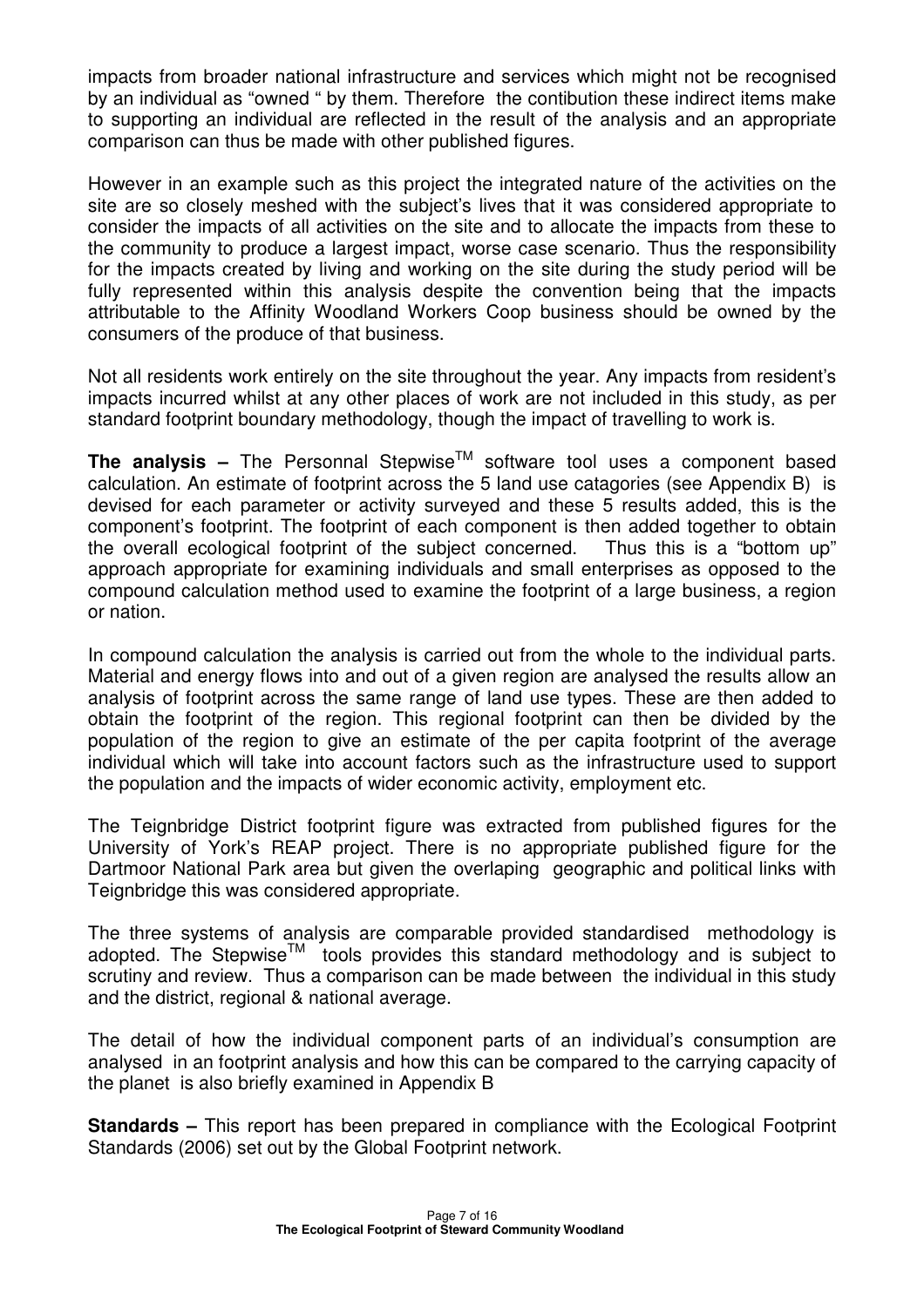impacts from broader national infrastructure and services which might not be recognised by an individual as "owned " by them. Therefore the contibution these indirect items make to supporting an individual are reflected in the result of the analysis and an appropriate comparison can thus be made with other published figures.

However in an example such as this project the integrated nature of the activities on the site are so closely meshed with the subject's lives that it was considered appropriate to consider the impacts of all activities on the site and to allocate the impacts from these to the community to produce a largest impact, worse case scenario. Thus the responsibility for the impacts created by living and working on the site during the study period will be fully represented within this analysis despite the convention being that the impacts attributable to the Affinity Woodland Workers Coop business should be owned by the consumers of the produce of that business.

Not all residents work entirely on the site throughout the year. Any impacts from resident's impacts incurred whilst at any other places of work are not included in this study, as per standard footprint boundary methodology, though the impact of travelling to work is.

**The analysis –** The Personnal Stepwise$^{TM}$ software tool uses a component based calculation. An estimate of footprint across the 5 land use catagories (see Appendix B) is devised for each parameter or activity surveyed and these 5 results added, this is the component's footprint. The footprint of each component is then added together to obtain the overall ecological footprint of the subject concerned. Thus this is a "bottom up" approach appropriate for examining individuals and small enterprises as opposed to the compound calculation method used to examine the footprint of a large business, a region or nation.

In compound calculation the analysis is carried out from the whole to the individual parts. Material and energy flows into and out of a given region are analysed the results allow an analysis of footprint across the same range of land use types. These are then added to obtain the footprint of the region. This regional footprint can then be divided by the population of the region to give an estimate of the per capita footprint of the average individual which will take into account factors such as the infrastructure used to support the population and the impacts of wider economic activity, employment etc.

The Teignbridge District footprint figure was extracted from published figures for the University of York's REAP project. There is no appropriate published figure for the Dartmoor National Park area but given the overlaping geographic and political links with Teignbridge this was considered appropriate.

The three systems of analysis are comparable provided standardised methodology is adopted. The Stepwise$^{TM}$ tools provides this standard methodology and is subject to scrutiny and review. Thus a comparison can be made between the individual in this study and the district, regional & national average.

The detail of how the individual component parts of an individual's consumption are analysed in an footprint analysis and how this can be compared to the carrying capacity of the planet is also briefly examined in Appendix B

**Standards –** This report has been prepared in compliance with the Ecological Footprint Standards (2006) set out by the Global Footprint network.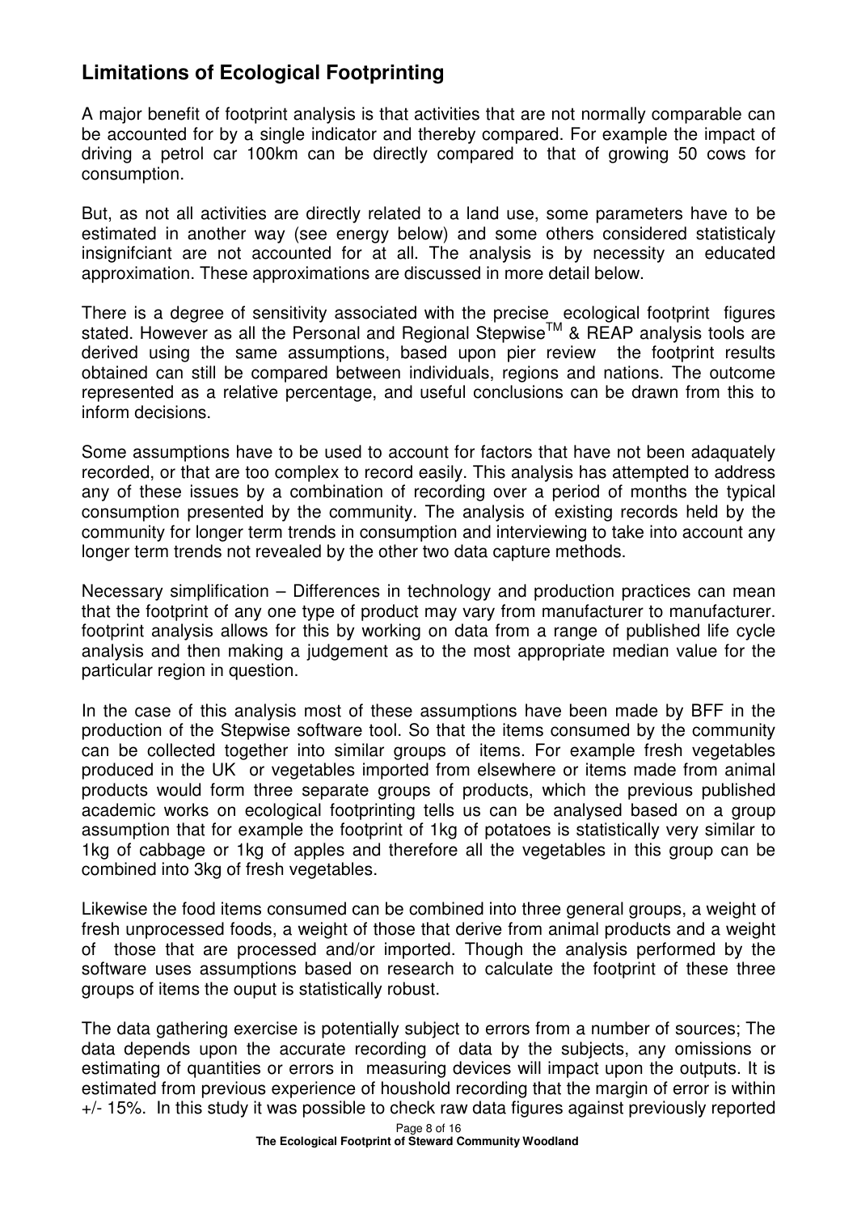## Limitations of Ecological Footprinting

A major benefit of footprint analysis is that activities that are not normally comparable can be accounted for by a single indicator and thereby compared. For example the impact of driving a petrol car 100km can be directly compared to that of growing 50 cows for consumption.

But, as not all activities are directly related to a land use, some parameters have to be estimated in another way (see energy below) and some others considered statisticaly insignifciant are not accounted for at all. The analysis is by necessity an educated approximation. These approximations are discussed in more detail below.

There is a degree of sensitivity associated with the precise ecological footprint figures stated. However as all the Personal and Regional Stepwise™ & REAP analysis tools are derived using the same assumptions, based upon pier review the footprint results obtained can still be compared between individuals, regions and nations. The outcome represented as a relative percentage, and useful conclusions can be drawn from this to inform decisions.

Some assumptions have to be used to account for factors that have not been adaquately recorded, or that are too complex to record easily. This analysis has attempted to address any of these issues by a combination of recording over a period of months the typical consumption presented by the community. The analysis of existing records held by the community for longer term trends in consumption and interviewing to take into account any longer term trends not revealed by the other two data capture methods.

Necessary simplification – Differences in technology and production practices can mean that the footprint of any one type of product may vary from manufacturer to manufacturer. footprint analysis allows for this by working on data from a range of published life cycle analysis and then making a judgement as to the most appropriate median value for the particular region in question.

In the case of this analysis most of these assumptions have been made by BFF in the production of the Stepwise software tool. So that the items consumed by the community can be collected together into similar groups of items. For example fresh vegetables produced in the UK or vegetables imported from elsewhere or items made from animal products would form three separate groups of products, which the previous published academic works on ecological footprinting tells us can be analysed based on a group assumption that for example the footprint of 1kg of potatoes is statistically very similar to 1kg of cabbage or 1kg of apples and therefore all the vegetables in this group can be combined into 3kg of fresh vegetables.

Likewise the food items consumed can be combined into three general groups, a weight of fresh unprocessed foods, a weight of those that derive from animal products and a weight of those that are processed and/or imported. Though the analysis performed by the software uses assumptions based on research to calculate the footprint of these three groups of items the ouput is statistically robust.

The data gathering exercise is potentially subject to errors from a number of sources; The data depends upon the accurate recording of data by the subjects, any omissions or estimating of quantities or errors in measuring devices will impact upon the outputs. It is estimated from previous experience of houshold recording that the margin of error is within +/- 15%. In this study it was possible to check raw data figures against previously reported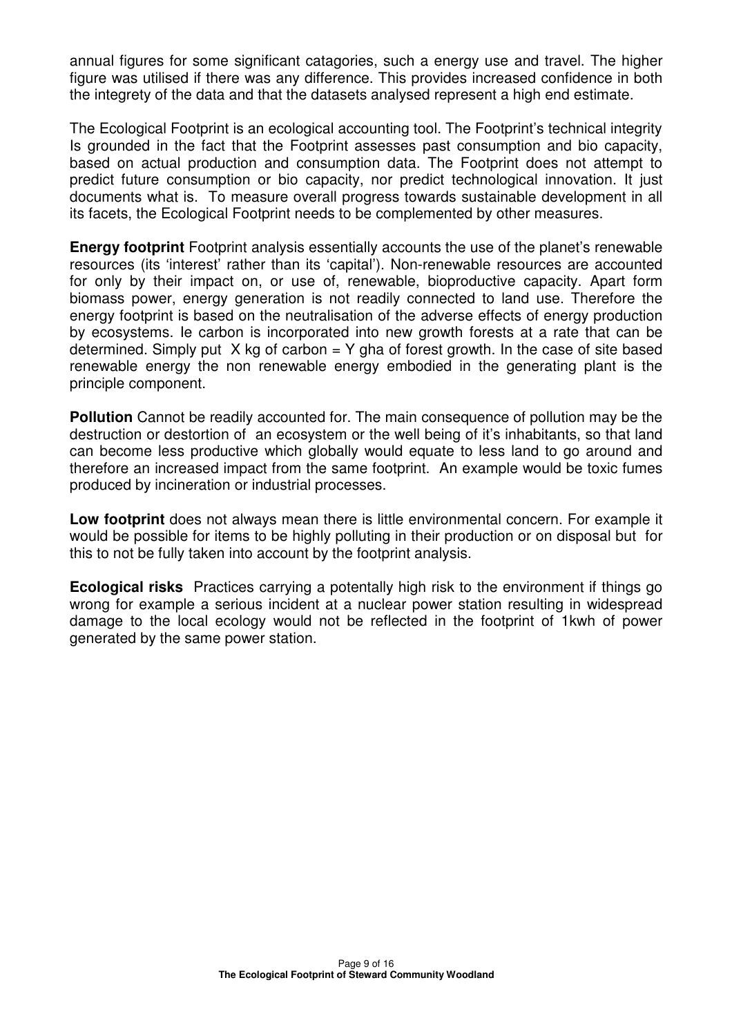annual figures for some significant catagories, such a energy use and travel. The higher figure was utilised if there was any difference. This provides increased confidence in both the integrety of the data and that the datasets analysed represent a high end estimate.

The Ecological Footprint is an ecological accounting tool. The Footprint's technical integrity Is grounded in the fact that the Footprint assesses past consumption and bio capacity, based on actual production and consumption data. The Footprint does not attempt to predict future consumption or bio capacity, nor predict technological innovation. It just documents what is. To measure overall progress towards sustainable development in all its facets, the Ecological Footprint needs to be complemented by other measures.

**Energy footprint** Footprint analysis essentially accounts the use of the planet's renewable resources (its 'interest' rather than its 'capital'). Non-renewable resources are accounted for only by their impact on, or use of, renewable, bioproductive capacity. Apart form biomass power, energy generation is not readily connected to land use. Therefore the energy footprint is based on the neutralisation of the adverse effects of energy production by ecosystems. Ie carbon is incorporated into new growth forests at a rate that can be determined. Simply put X kg of carbon = Y gha of forest growth. In the case of site based renewable energy the non renewable energy embodied in the generating plant is the principle component.

**Pollution** Cannot be readily accounted for. The main consequence of pollution may be the destruction or destortion of an ecosystem or the well being of it's inhabitants, so that land can become less productive which globally would equate to less land to go around and therefore an increased impact from the same footprint. An example would be toxic fumes produced by incineration or industrial processes.

**Low footprint** does not always mean there is little environmental concern. For example it would be possible for items to be highly polluting in their production or on disposal but for this to not be fully taken into account by the footprint analysis.

**Ecological risks** Practices carrying a potentally high risk to the environment if things go wrong for example a serious incident at a nuclear power station resulting in widespread damage to the local ecology would not be reflected in the footprint of 1kwh of power generated by the same power station.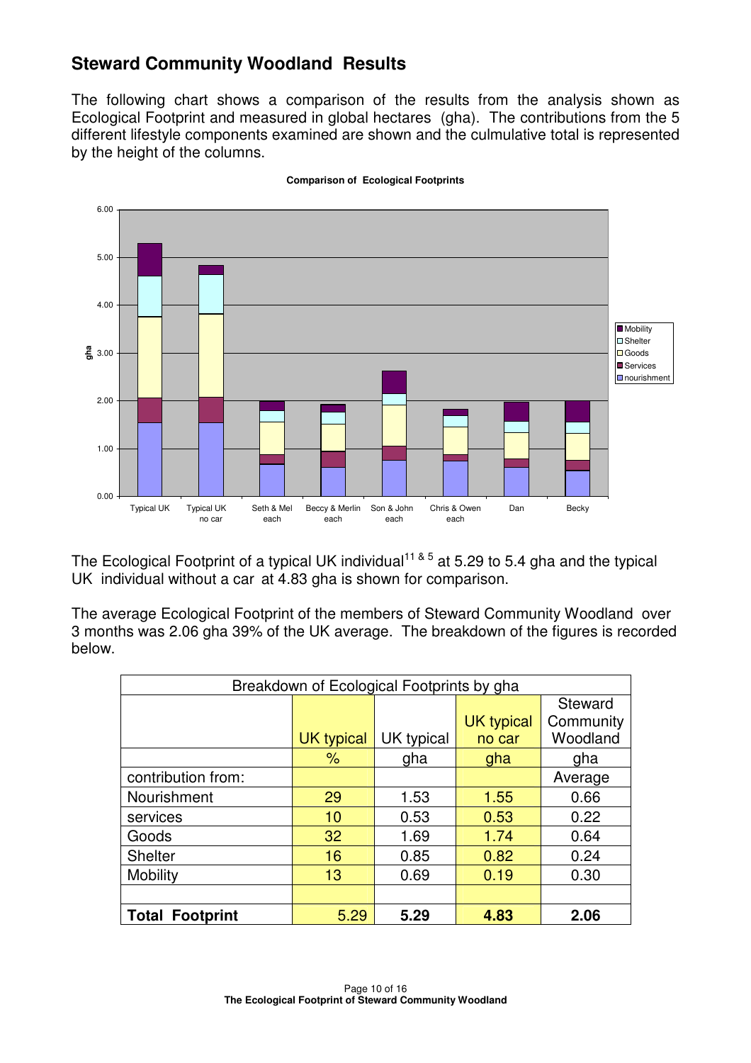## Steward Community Woodland Results

The following chart shows a comparison of the results from the analysis shown as Ecological Footprint and measured in global hectares (gha). The contributions from the 5 different lifestyle components examined are shown and the culmulative total is represented by the height of the columns.

**Comparison of Ecological Footprints**

The Ecological Footprint of a typical UK individual[11 & 5] at 5.29 to 5.4 gha and the typical UK individual without a car at 4.83 gha is shown for comparison.

The average Ecological Footprint of the members of Steward Community Woodland over 3 months was 2.06 gha 39% of the UK average. The breakdown of the figures is recorded below.

| Breakdown of Ecological Footprints by gha | | | | |
|---|---|---|---|---|
| | UK typical | UK typical | UK typical no car | Steward Community Woodland |
| | % | gha | gha | gha |
| contribution from: | | | | Average |
| Nourishment | 29 | 1.53 | 1.55 | 0.66 |
| services | 10 | 0.53 | 0.53 | 0.22 |
| Goods | 32 | 1.69 | 1.74 | 0.64 |
| Shelter | 16 | 0.85 | 0.82 | 0.24 |
| Mobility | 13 | 0.69 | 0.19 | 0.30 |
| | | | | |
| **Total Footprint** | 5.29 | **5.29** | **4.83** | **2.06** |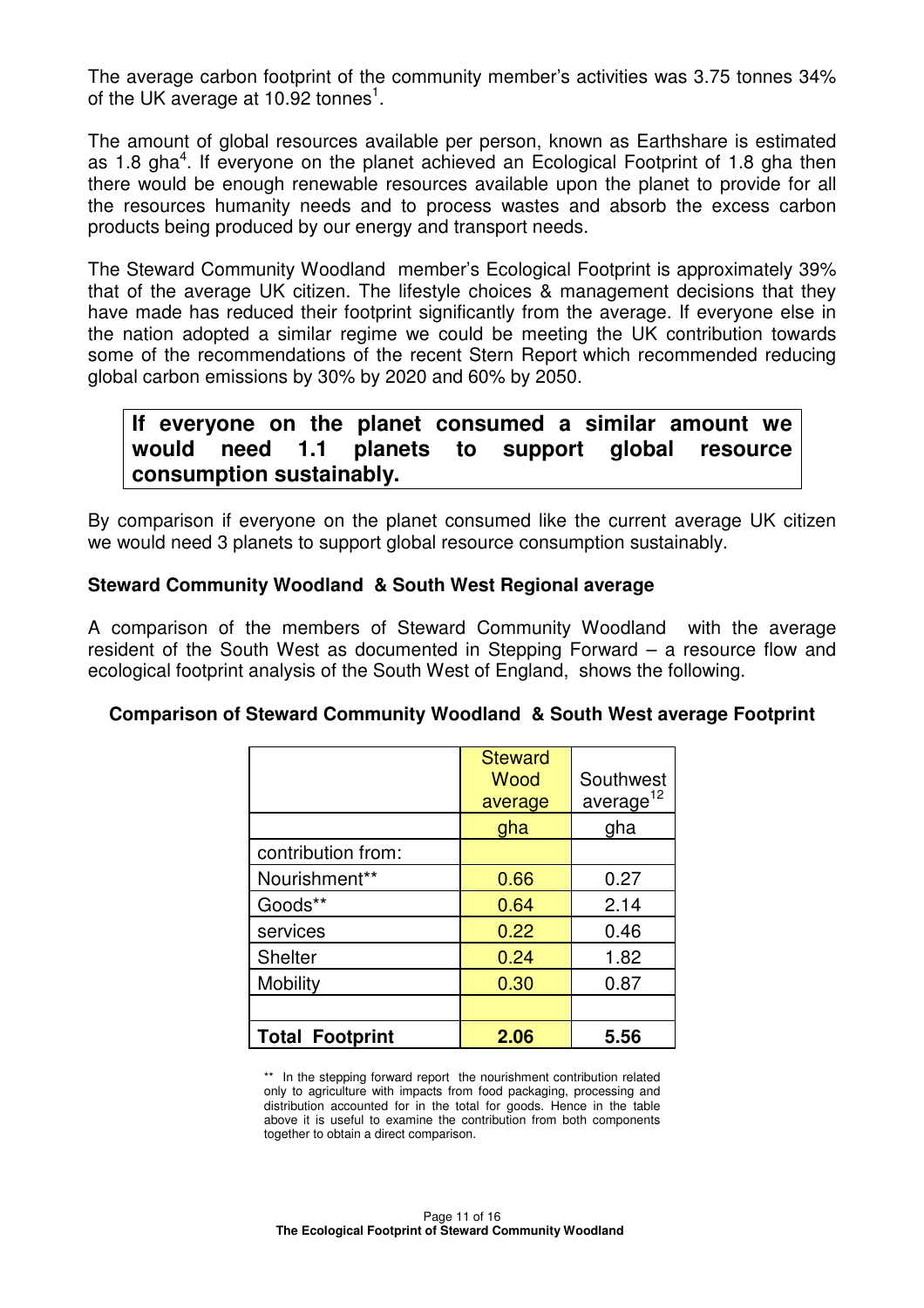The average carbon footprint of the community member's activities was 3.75 tonnes 34% of the UK average at 10.92 tonnes[1].

The amount of global resources available per person, known as Earthshare is estimated as 1.8 gha[4]. If everyone on the planet achieved an Ecological Footprint of 1.8 gha then there would be enough renewable resources available upon the planet to provide for all the resources humanity needs and to process wastes and absorb the excess carbon products being produced by our energy and transport needs.

The Steward Community Woodland member's Ecological Footprint is approximately 39% that of the average UK citizen. The lifestyle choices & management decisions that they have made has reduced their footprint significantly from the average. If everyone else in the nation adopted a similar regime we could be meeting the UK contribution towards some of the recommendations of the recent Stern Report which recommended reducing global carbon emissions by 30% by 2020 and 60% by 2050.

**If everyone on the planet consumed a similar amount we would need 1.1 planets to support global resource consumption sustainably.**

By comparison if everyone on the planet consumed like the current average UK citizen we would need 3 planets to support global resource consumption sustainably.

**Steward Community Woodland & South West Regional average**

A comparison of the members of Steward Community Woodland with the average resident of the South West as documented in Stepping Forward – a resource flow and ecological footprint analysis of the South West of England, shows the following.

**Comparison of Steward Community Woodland & South West average Footprint**

| | Steward Wood average | Southwest average[12] |
|---|---|---|
| | gha | gha |
| contribution from: | | |
| Nourishment** | 0.66 | 0.27 |
| Goods** | 0.64 | 2.14 |
| services | 0.22 | 0.46 |
| Shelter | 0.24 | 1.82 |
| Mobility | 0.30 | 0.87 |
| | | |
| **Total Footprint** | **2.06** | **5.56** |

** In the stepping forward report the nourishment contribution related only to agriculture with impacts from food packaging, processing and distribution accounted for in the total for goods. Hence in the table above it is useful to examine the contribution from both components together to obtain a direct comparison.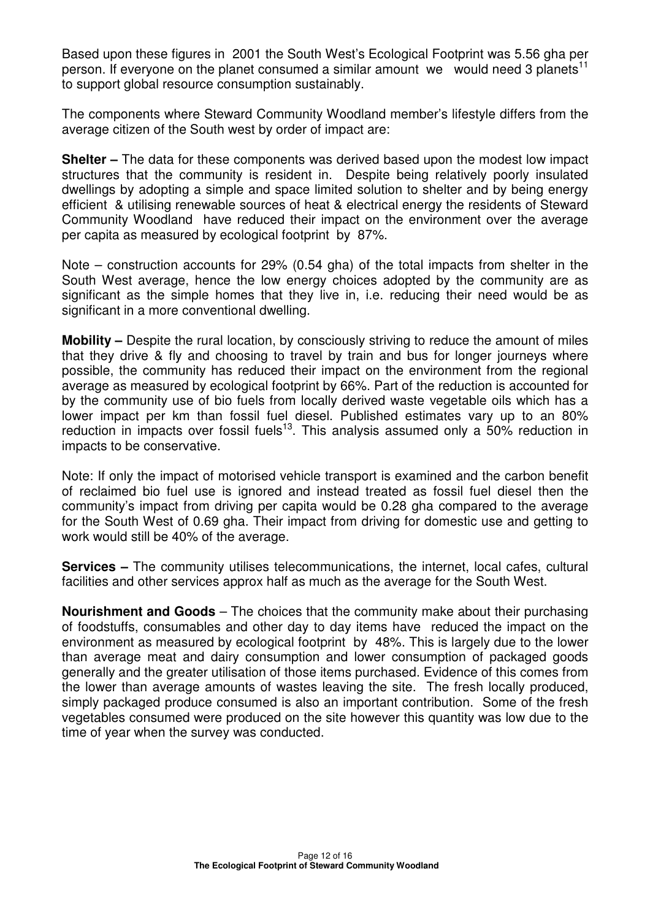Based upon these figures in 2001 the South West's Ecological Footprint was 5.56 gha per person. If everyone on the planet consumed a similar amount we would need 3 planets[11] to support global resource consumption sustainably.

The components where Steward Community Woodland member's lifestyle differs from the average citizen of the South west by order of impact are:

**Shelter –** The data for these components was derived based upon the modest low impact structures that the community is resident in. Despite being relatively poorly insulated dwellings by adopting a simple and space limited solution to shelter and by being energy efficient & utilising renewable sources of heat & electrical energy the residents of Steward Community Woodland have reduced their impact on the environment over the average per capita as measured by ecological footprint by 87%.

Note – construction accounts for 29% (0.54 gha) of the total impacts from shelter in the South West average, hence the low energy choices adopted by the community are as significant as the simple homes that they live in, i.e. reducing their need would be as significant in a more conventional dwelling.

**Mobility –** Despite the rural location, by consciously striving to reduce the amount of miles that they drive & fly and choosing to travel by train and bus for longer journeys where possible, the community has reduced their impact on the environment from the regional average as measured by ecological footprint by 66%. Part of the reduction is accounted for by the community use of bio fuels from locally derived waste vegetable oils which has a lower impact per km than fossil fuel diesel. Published estimates vary up to an 80% reduction in impacts over fossil fuels[13]. This analysis assumed only a 50% reduction in impacts to be conservative.

Note: If only the impact of motorised vehicle transport is examined and the carbon benefit of reclaimed bio fuel use is ignored and instead treated as fossil fuel diesel then the community's impact from driving per capita would be 0.28 gha compared to the average for the South West of 0.69 gha. Their impact from driving for domestic use and getting to work would still be 40% of the average.

**Services –** The community utilises telecommunications, the internet, local cafes, cultural facilities and other services approx half as much as the average for the South West.

**Nourishment and Goods** – The choices that the community make about their purchasing of foodstuffs, consumables and other day to day items have reduced the impact on the environment as measured by ecological footprint by 48%. This is largely due to the lower than average meat and dairy consumption and lower consumption of packaged goods generally and the greater utilisation of those items purchased. Evidence of this comes from the lower than average amounts of wastes leaving the site. The fresh locally produced, simply packaged produce consumed is also an important contribution. Some of the fresh vegetables consumed were produced on the site however this quantity was low due to the time of year when the survey was conducted.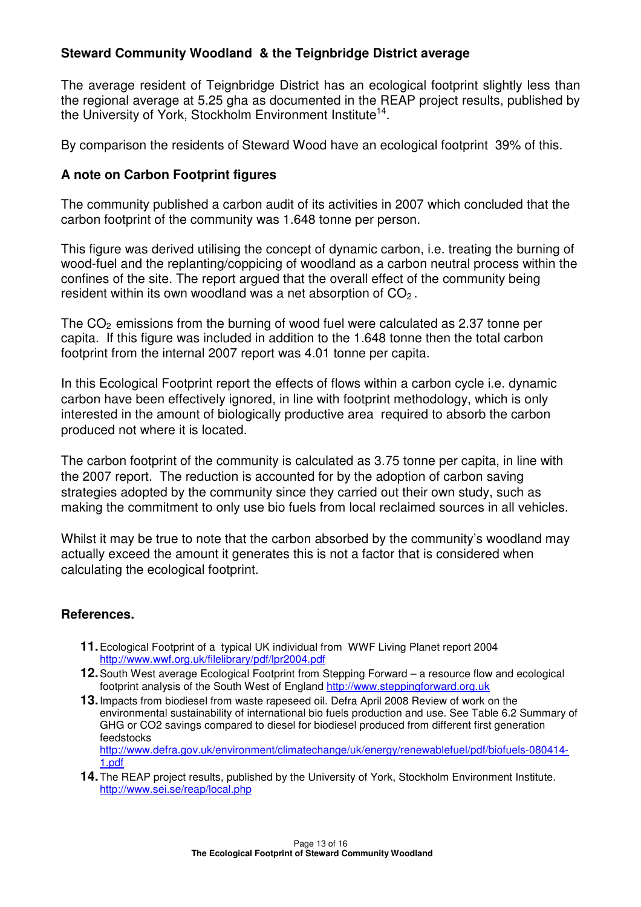### Steward Community Woodland & the Teignbridge District average

The average resident of Teignbridge District has an ecological footprint slightly less than the regional average at 5.25 gha as documented in the REAP project results, published by the University of York, Stockholm Environment Institute[14].

By comparison the residents of Steward Wood have an ecological footprint 39% of this.

### A note on Carbon Footprint figures

The community published a carbon audit of its activities in 2007 which concluded that the carbon footprint of the community was 1.648 tonne per person.

This figure was derived utilising the concept of dynamic carbon, i.e. treating the burning of wood-fuel and the replanting/coppicing of woodland as a carbon neutral process within the confines of the site. The report argued that the overall effect of the community being resident within its own woodland was a net absorption of $CO_2$.

The $CO_2$ emissions from the burning of wood fuel were calculated as 2.37 tonne per capita. If this figure was included in addition to the 1.648 tonne then the total carbon footprint from the internal 2007 report was 4.01 tonne per capita.

In this Ecological Footprint report the effects of flows within a carbon cycle i.e. dynamic carbon have been effectively ignored, in line with footprint methodology, which is only interested in the amount of biologically productive area required to absorb the carbon produced not where it is located.

The carbon footprint of the community is calculated as 3.75 tonne per capita, in line with the 2007 report. The reduction is accounted for by the adoption of carbon saving strategies adopted by the community since they carried out their own study, such as making the commitment to only use bio fuels from local reclaimed sources in all vehicles.

Whilst it may be true to note that the carbon absorbed by the community's woodland may actually exceed the amount it generates this is not a factor that is considered when calculating the ecological footprint.

### References.

11. Ecological Footprint of a typical UK individual from WWF Living Planet report 2004 http://www.wwf.org.uk/filelibrary/pdf/lpr2004.pdf
12. South West average Ecological Footprint from Stepping Forward – a resource flow and ecological footprint analysis of the South West of England http://www.steppingforward.org.uk
13. Impacts from biodiesel from waste rapeseed oil. Defra April 2008 Review of work on the environmental sustainability of international bio fuels production and use. See Table 6.2 Summary of GHG or CO2 savings compared to diesel for biodiesel produced from different first generation feedstocks http://www.defra.gov.uk/environment/climatechange/uk/energy/renewablefuel/pdf/biofuels-080414-1.pdf
14. The REAP project results, published by the University of York, Stockholm Environment Institute. http://www.sei.se/reap/local.php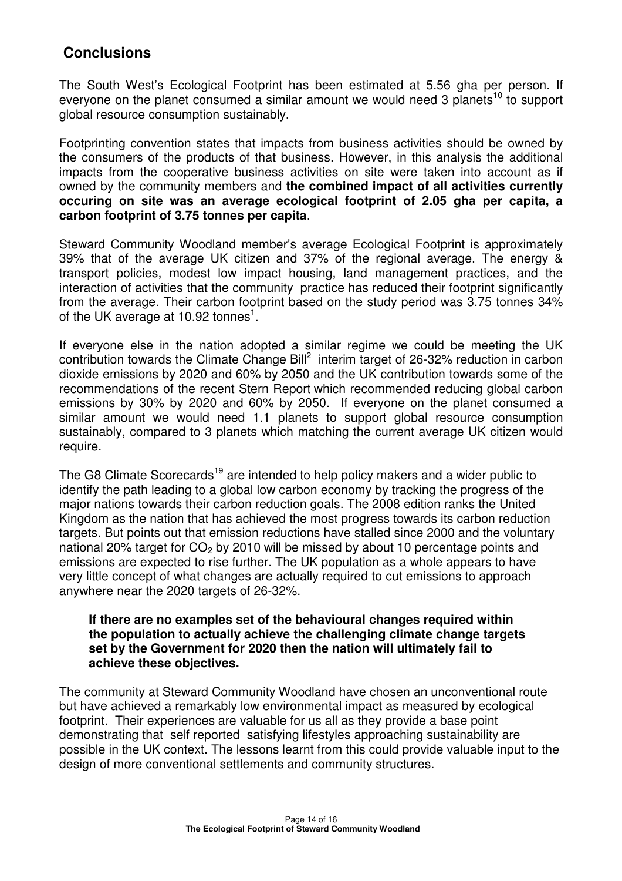## Conclusions

The South West's Ecological Footprint has been estimated at 5.56 gha per person. If everyone on the planet consumed a similar amount we would need 3 planets[10] to support global resource consumption sustainably.

Footprinting convention states that impacts from business activities should be owned by the consumers of the products of that business. However, in this analysis the additional impacts from the cooperative business activities on site were taken into account as if owned by the community members and **the combined impact of all activities currently occuring on site was an average ecological footprint of 2.05 gha per capita, a carbon footprint of 3.75 tonnes per capita**.

Steward Community Woodland member's average Ecological Footprint is approximately 39% that of the average UK citizen and 37% of the regional average. The energy & transport policies, modest low impact housing, land management practices, and the interaction of activities that the community practice has reduced their footprint significantly from the average. Their carbon footprint based on the study period was 3.75 tonnes 34% of the UK average at 10.92 tonnes[1].

If everyone else in the nation adopted a similar regime we could be meeting the UK contribution towards the Climate Change Bill[2] interim target of 26-32% reduction in carbon dioxide emissions by 2020 and 60% by 2050 and the UK contribution towards some of the recommendations of the recent Stern Report which recommended reducing global carbon emissions by 30% by 2020 and 60% by 2050. If everyone on the planet consumed a similar amount we would need 1.1 planets to support global resource consumption sustainably, compared to 3 planets which matching the current average UK citizen would require.

The G8 Climate Scorecards[19] are intended to help policy makers and a wider public to identify the path leading to a global low carbon economy by tracking the progress of the major nations towards their carbon reduction goals. The 2008 edition ranks the United Kingdom as the nation that has achieved the most progress towards its carbon reduction targets. But points out that emission reductions have stalled since 2000 and the voluntary national 20% target for $CO_2$ by 2010 will be missed by about 10 percentage points and emissions are expected to rise further. The UK population as a whole appears to have very little concept of what changes are actually required to cut emissions to approach anywhere near the 2020 targets of 26-32%.

> **If there are no examples set of the behavioural changes required within the population to actually achieve the challenging climate change targets set by the Government for 2020 then the nation will ultimately fail to achieve these objectives.**

The community at Steward Community Woodland have chosen an unconventional route but have achieved a remarkably low environmental impact as measured by ecological footprint. Their experiences are valuable for us all as they provide a base point demonstrating that self reported satisfying lifestyles approaching sustainability are possible in the UK context. The lessons learnt from this could provide valuable input to the design of more conventional settlements and community structures.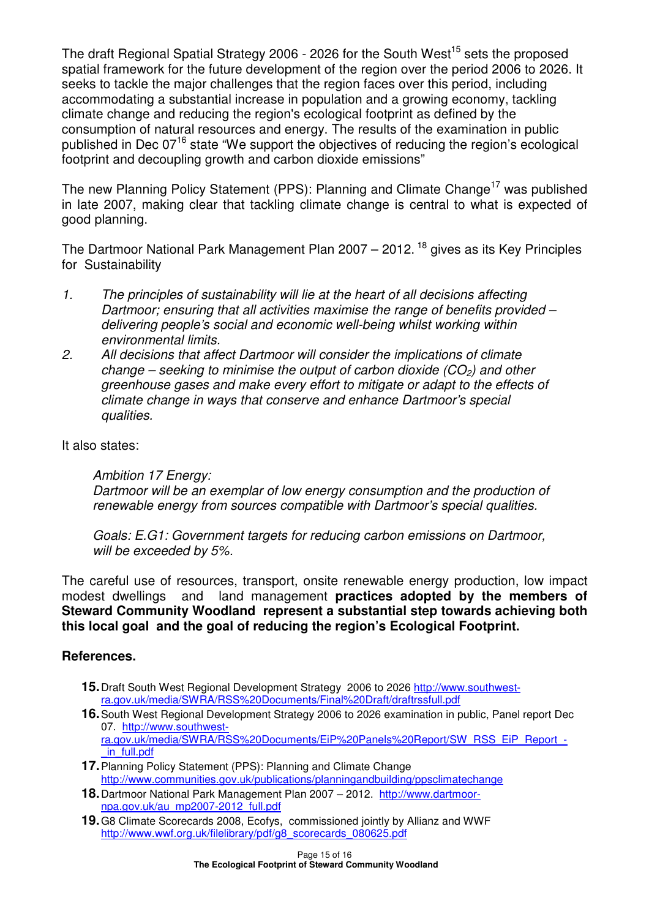The draft Regional Spatial Strategy 2006 - 2026 for the South West[15] sets the proposed spatial framework for the future development of the region over the period 2006 to 2026. It seeks to tackle the major challenges that the region faces over this period, including accommodating a substantial increase in population and a growing economy, tackling climate change and reducing the region's ecological footprint as defined by the consumption of natural resources and energy. The results of the examination in public published in Dec 07[16] state "We support the objectives of reducing the region's ecological footprint and decoupling growth and carbon dioxide emissions"

The new Planning Policy Statement (PPS): Planning and Climate Change[17] was published in late 2007, making clear that tackling climate change is central to what is expected of good planning.

The Dartmoor National Park Management Plan 2007 – 2012. [18] gives as its Key Principles for Sustainability

1. *The principles of sustainability will lie at the heart of all decisions affecting Dartmoor; ensuring that all activities maximise the range of benefits provided – delivering people's social and economic well-being whilst working within environmental limits.*
2. *All decisions that affect Dartmoor will consider the implications of climate change – seeking to minimise the output of carbon dioxide ($CO_2$) and other greenhouse gases and make every effort to mitigate or adapt to the effects of climate change in ways that conserve and enhance Dartmoor's special qualities.*

It also states:

> *Ambition 17 Energy:*
> *Dartmoor will be an exemplar of low energy consumption and the production of renewable energy from sources compatible with Dartmoor's special qualities.*
>
> *Goals: E.G1: Government targets for reducing carbon emissions on Dartmoor, will be exceeded by 5%.*

The careful use of resources, transport, onsite renewable energy production, low impact modest dwellings and land management **practices adopted by the members of Steward Community Woodland represent a substantial step towards achieving both this local goal and the goal of reducing the region's Ecological Footprint.**

## References.

**15.** Draft South West Regional Development Strategy 2006 to 2026 http://www.southwest-ra.gov.uk/media/SWRA/RSS%20Documents/Final%20Draft/draftrssfull.pdf

**16.** South West Regional Development Strategy 2006 to 2026 examination in public, Panel report Dec 07. http://www.southwest-ra.gov.uk/media/SWRA/RSS%20Documents/EiP%20Panels%20Report/SW_RSS_EiP_Report_-_in_full.pdf

**17.** Planning Policy Statement (PPS): Planning and Climate Change http://www.communities.gov.uk/publications/planningandbuilding/ppsclimatechange

**18.** Dartmoor National Park Management Plan 2007 – 2012. http://www.dartmoor-npa.gov.uk/au_mp2007-2012_full.pdf

**19.** G8 Climate Scorecards 2008, Ecofys, commissioned jointly by Allianz and WWF http://www.wwf.org.uk/filelibrary/pdf/g8_scorecards_080625.pdf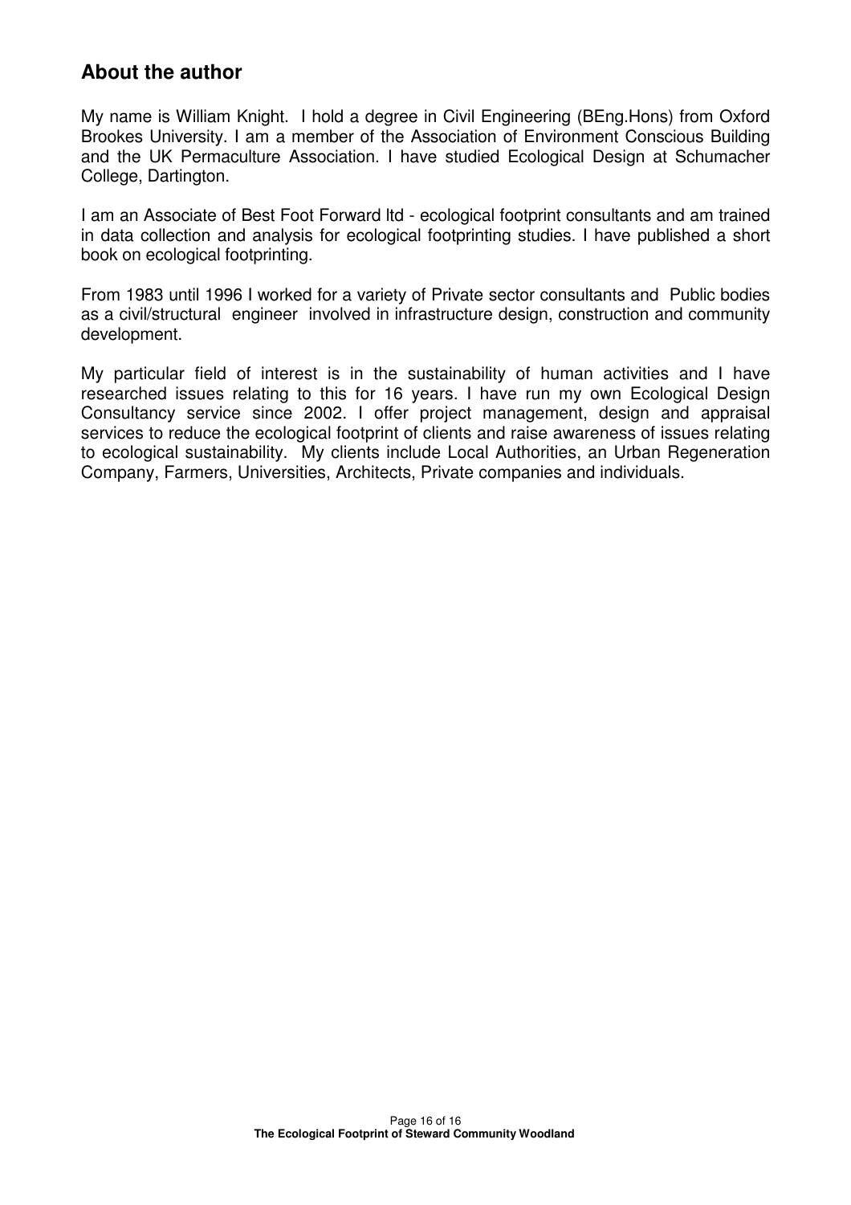## About the author

My name is William Knight. I hold a degree in Civil Engineering (BEng.Hons) from Oxford Brookes University. I am a member of the Association of Environment Conscious Building and the UK Permaculture Association. I have studied Ecological Design at Schumacher College, Dartington.

I am an Associate of Best Foot Forward ltd - ecological footprint consultants and am trained in data collection and analysis for ecological footprinting studies. I have published a short book on ecological footprinting.

From 1983 until 1996 I worked for a variety of Private sector consultants and Public bodies as a civil/structural engineer involved in infrastructure design, construction and community development.

My particular field of interest is in the sustainability of human activities and I have researched issues relating to this for 16 years. I have run my own Ecological Design Consultancy service since 2002. I offer project management, design and appraisal services to reduce the ecological footprint of clients and raise awareness of issues relating to ecological sustainability. My clients include Local Authorities, an Urban Regeneration Company, Farmers, Universities, Architects, Private companies and individuals.